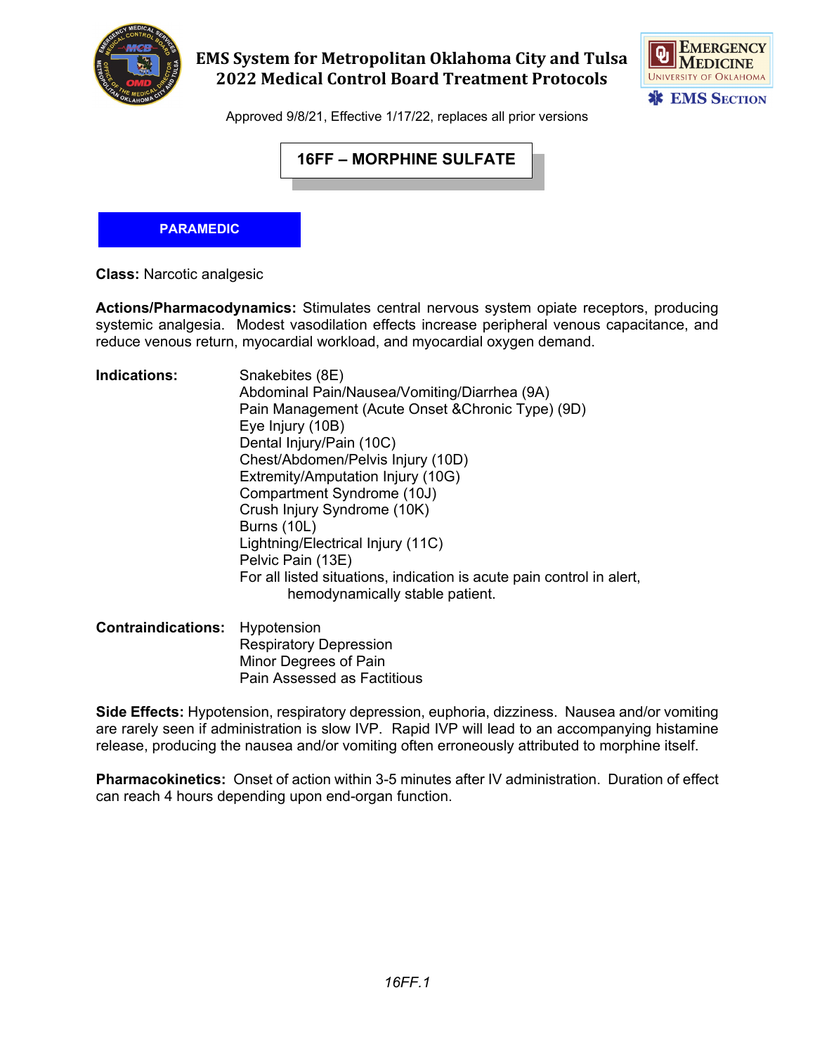# EMS System for Metropolitan Oklahoma City and Tulsa
# 2022 Medical Control Board Treatment Protocols

Approved 9/8/21, Effective 1/17/22, replaces all prior versions

## 16FF – MORPHINE SULFATE

**PARAMEDIC**

**Class:** Narcotic analgesic

**Actions/Pharmacodynamics:** Stimulates central nervous system opiate receptors, producing systemic analgesia. Modest vasodilation effects increase peripheral venous capacitance, and reduce venous return, myocardial workload, and myocardial oxygen demand.

**Indications:**
- Snakebites (8E)
- Abdominal Pain/Nausea/Vomiting/Diarrhea (9A)
- Pain Management (Acute Onset &Chronic Type) (9D)
- Eye Injury (10B)
- Dental Injury/Pain (10C)
- Chest/Abdomen/Pelvis Injury (10D)
- Extremity/Amputation Injury (10G)
- Compartment Syndrome (10J)
- Crush Injury Syndrome (10K)
- Burns (10L)
- Lightning/Electrical Injury (11C)
- Pelvic Pain (13E)
- For all listed situations, indication is acute pain control in alert, hemodynamically stable patient.

**Contraindications:**
- Hypotension
- Respiratory Depression
- Minor Degrees of Pain
- Pain Assessed as Factitious

**Side Effects:** Hypotension, respiratory depression, euphoria, dizziness. Nausea and/or vomiting are rarely seen if administration is slow IVP. Rapid IVP will lead to an accompanying histamine release, producing the nausea and/or vomiting often erroneously attributed to morphine itself.

**Pharmacokinetics:** Onset of action within 3-5 minutes after IV administration. Duration of effect can reach 4 hours depending upon end-organ function.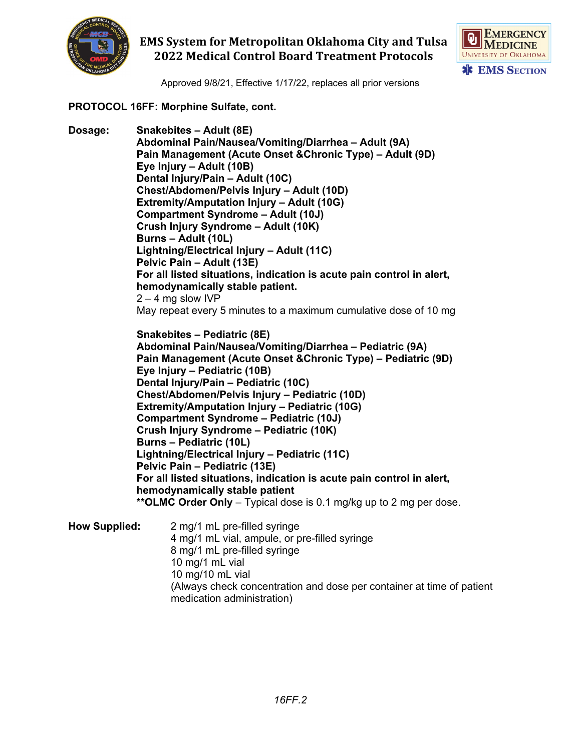**PROTOCOL 16FF: Morphine Sulfate, cont.**

**Dosage:**

**Snakebites – Adult (8E)**
**Abdominal Pain/Nausea/Vomiting/Diarrhea – Adult (9A)**
**Pain Management (Acute Onset &Chronic Type) – Adult (9D)**
**Eye Injury – Adult (10B)**
**Dental Injury/Pain – Adult (10C)**
**Chest/Abdomen/Pelvis Injury – Adult (10D)**
**Extremity/Amputation Injury – Adult (10G)**
**Compartment Syndrome – Adult (10J)**
**Crush Injury Syndrome – Adult (10K)**
**Burns – Adult (10L)**
**Lightning/Electrical Injury – Adult (11C)**
**Pelvic Pain – Adult (13E)**
**For all listed situations, indication is acute pain control in alert, hemodynamically stable patient.**
2 – 4 mg slow IVP
May repeat every 5 minutes to a maximum cumulative dose of 10 mg

**Snakebites – Pediatric (8E)**
**Abdominal Pain/Nausea/Vomiting/Diarrhea – Pediatric (9A)**
**Pain Management (Acute Onset &Chronic Type) – Pediatric (9D)**
**Eye Injury – Pediatric (10B)**
**Dental Injury/Pain – Pediatric (10C)**
**Chest/Abdomen/Pelvis Injury – Pediatric (10D)**
**Extremity/Amputation Injury – Pediatric (10G)**
**Compartment Syndrome – Pediatric (10J)**
**Crush Injury Syndrome – Pediatric (10K)**
**Burns – Pediatric (10L)**
**Lightning/Electrical Injury – Pediatric (11C)**
**Pelvic Pain – Pediatric (13E)**
**For all listed situations, indication is acute pain control in alert, hemodynamically stable patient**
****OLMC Order Only** – Typical dose is 0.1 mg/kg up to 2 mg per dose.

**How Supplied:**

2 mg/1 mL pre-filled syringe
4 mg/1 mL vial, ampule, or pre-filled syringe
8 mg/1 mL pre-filled syringe
10 mg/1 mL vial
10 mg/10 mL vial
(Always check concentration and dose per container at time of patient medication administration)